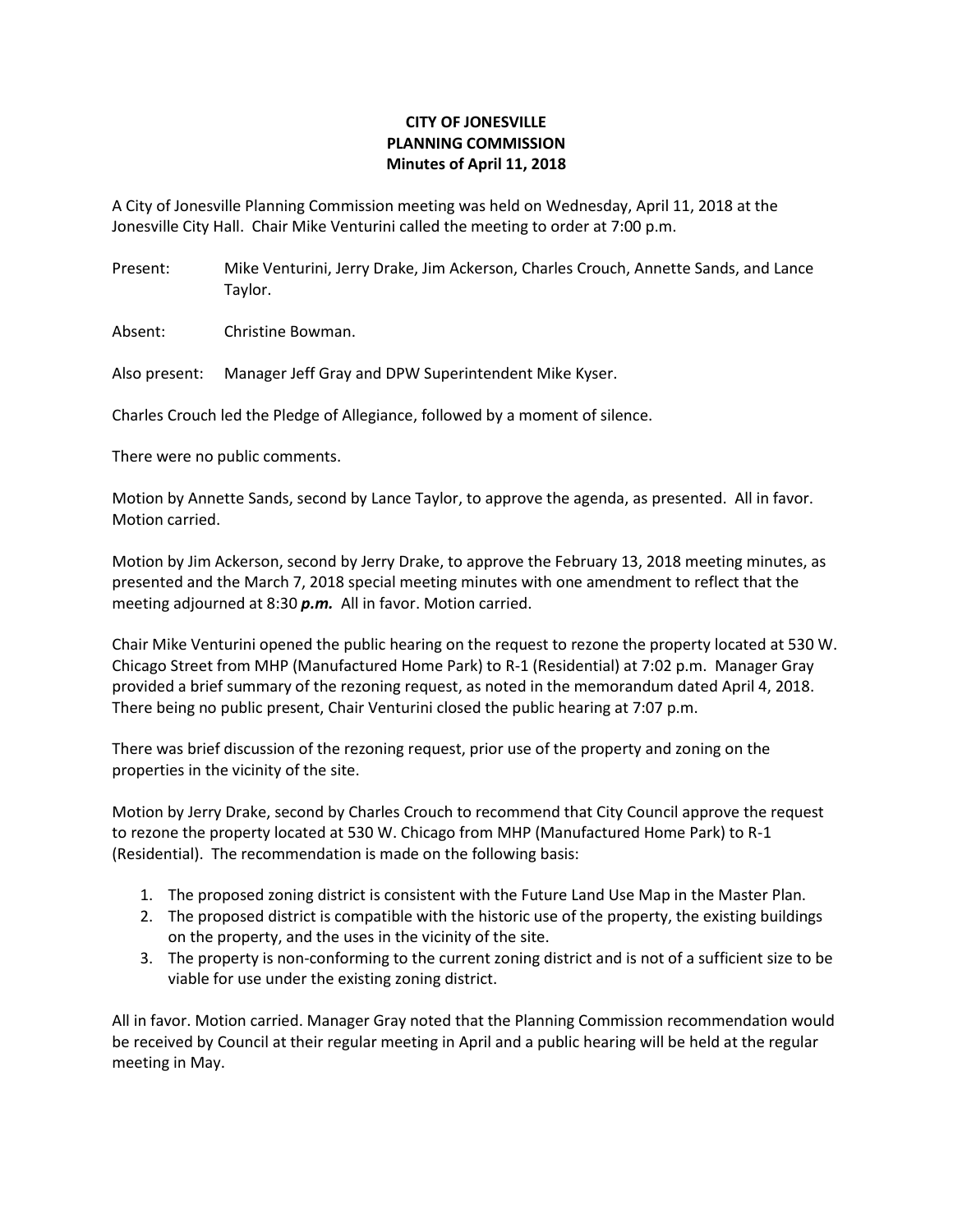**CITY OF JONESVILLE**
**PLANNING COMMISSION**
**Minutes of April 11, 2018**

A City of Jonesville Planning Commission meeting was held on Wednesday, April 11, 2018 at the Jonesville City Hall. Chair Mike Venturini called the meeting to order at 7:00 p.m.

Present: Mike Venturini, Jerry Drake, Jim Ackerson, Charles Crouch, Annette Sands, and Lance Taylor.

Absent: Christine Bowman.

Also present: Manager Jeff Gray and DPW Superintendent Mike Kyser.

Charles Crouch led the Pledge of Allegiance, followed by a moment of silence.

There were no public comments.

Motion by Annette Sands, second by Lance Taylor, to approve the agenda, as presented. All in favor. Motion carried.

Motion by Jim Ackerson, second by Jerry Drake, to approve the February 13, 2018 meeting minutes, as presented and the March 7, 2018 special meeting minutes with one amendment to reflect that the meeting adjourned at 8:30 ***p.m.*** All in favor. Motion carried.

Chair Mike Venturini opened the public hearing on the request to rezone the property located at 530 W. Chicago Street from MHP (Manufactured Home Park) to R-1 (Residential) at 7:02 p.m. Manager Gray provided a brief summary of the rezoning request, as noted in the memorandum dated April 4, 2018. There being no public present, Chair Venturini closed the public hearing at 7:07 p.m.

There was brief discussion of the rezoning request, prior use of the property and zoning on the properties in the vicinity of the site.

Motion by Jerry Drake, second by Charles Crouch to recommend that City Council approve the request to rezone the property located at 530 W. Chicago from MHP (Manufactured Home Park) to R-1 (Residential). The recommendation is made on the following basis:

1. The proposed zoning district is consistent with the Future Land Use Map in the Master Plan.
2. The proposed district is compatible with the historic use of the property, the existing buildings on the property, and the uses in the vicinity of the site.
3. The property is non-conforming to the current zoning district and is not of a sufficient size to be viable for use under the existing zoning district.

All in favor. Motion carried. Manager Gray noted that the Planning Commission recommendation would be received by Council at their regular meeting in April and a public hearing will be held at the regular meeting in May.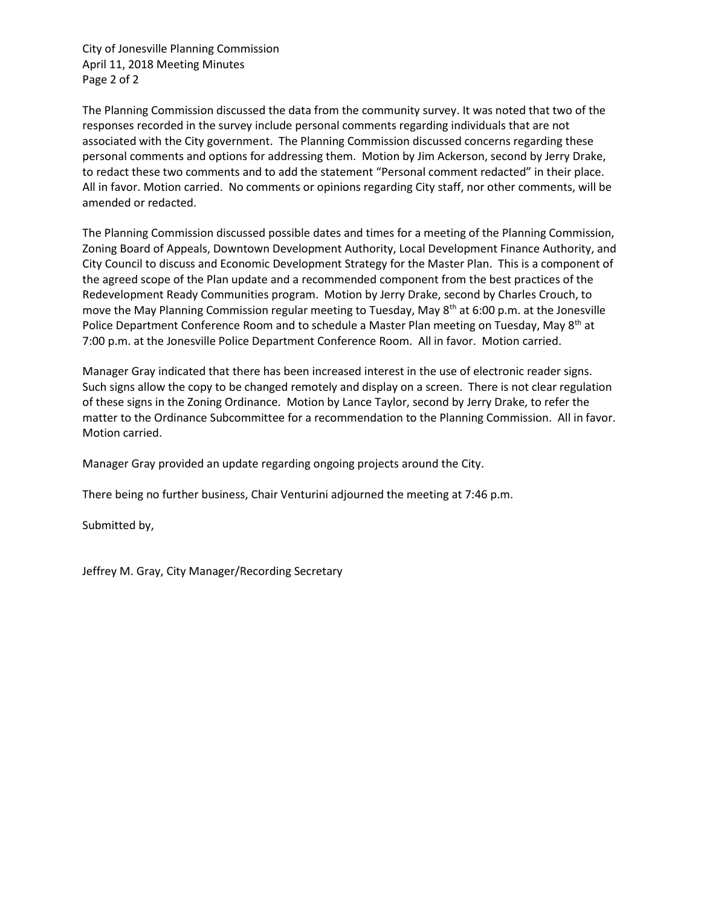The Planning Commission discussed the data from the community survey. It was noted that two of the responses recorded in the survey include personal comments regarding individuals that are not associated with the City government. The Planning Commission discussed concerns regarding these personal comments and options for addressing them. Motion by Jim Ackerson, second by Jerry Drake, to redact these two comments and to add the statement "Personal comment redacted" in their place. All in favor. Motion carried. No comments or opinions regarding City staff, nor other comments, will be amended or redacted.

The Planning Commission discussed possible dates and times for a meeting of the Planning Commission, Zoning Board of Appeals, Downtown Development Authority, Local Development Finance Authority, and City Council to discuss and Economic Development Strategy for the Master Plan. This is a component of the agreed scope of the Plan update and a recommended component from the best practices of the Redevelopment Ready Communities program. Motion by Jerry Drake, second by Charles Crouch, to move the May Planning Commission regular meeting to Tuesday, May 8th at 6:00 p.m. at the Jonesville Police Department Conference Room and to schedule a Master Plan meeting on Tuesday, May 8th at 7:00 p.m. at the Jonesville Police Department Conference Room. All in favor. Motion carried.

Manager Gray indicated that there has been increased interest in the use of electronic reader signs. Such signs allow the copy to be changed remotely and display on a screen. There is not clear regulation of these signs in the Zoning Ordinance. Motion by Lance Taylor, second by Jerry Drake, to refer the matter to the Ordinance Subcommittee for a recommendation to the Planning Commission. All in favor. Motion carried.

Manager Gray provided an update regarding ongoing projects around the City.

There being no further business, Chair Venturini adjourned the meeting at 7:46 p.m.

Submitted by,

Jeffrey M. Gray, City Manager/Recording Secretary